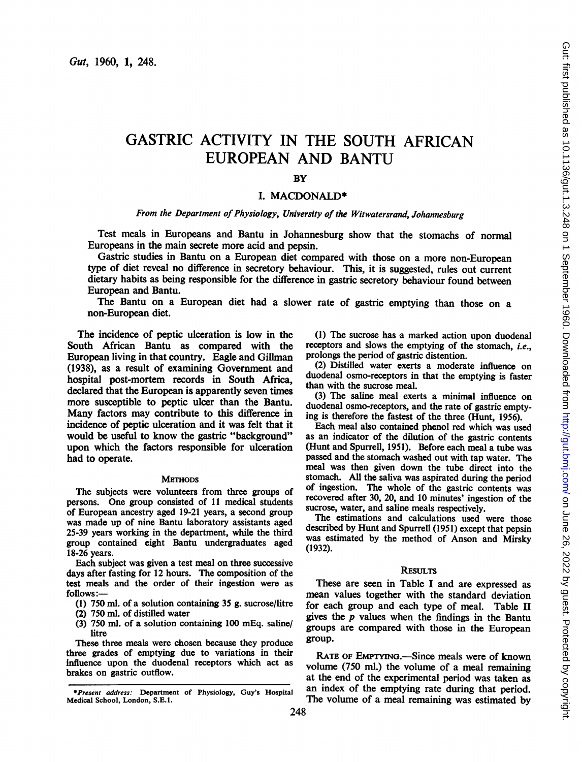# GASTRIC ACTIVITY IN THE SOUTH AFRICAN EUROPEAN AND BANTU

BY

I. MACDONALD*

*From the Department of Physiology, University of the Witwatersrand, Johannesburg*

Test meals in Europeans and Bantu in Johannesburg show that the stomachs of normal Europeans in the main secrete more acid and pepsin.

Gastric studies in Bantu on a European diet compared with those on a more non-European type of diet reveal no difference in secretory behaviour. This, it is suggested, rules out current dietary habits as being responsible for the difference in gastric secretory behaviour found between European and Bantu.

The Bantu on a European diet had a slower rate of gastric emptying than those on a non-European diet.

The incidence of peptic ulceration is low in the South African Bantu as compared with the European living in that country. Eagle and Gillman (1938), as a result of examining Government and hospital post-mortem records in South Africa, declared that the European is apparently seven times more susceptible to peptic ulcer than the Bantu. Many factors may contribute to this difference in incidence of peptic ulceration and it was felt that it would be useful to know the gastric "background" upon which the factors responsible for ulceration had to operate.

## METHODS

The subjects were volunteers from three groups of persons. One group consisted of 11 medical students of European ancestry aged 19-21 years, a second group was made up of nine Bantu laboratory assistants aged 25-39 years working in the department, while the third group contained eight Bantu undergraduates aged 18-26 years.

Each subject was given a test meal on three successive days after fasting for 12 hours. The composition of the test meals and the order of their ingestion were as follows:—

(1) 750 ml. of a solution containing 35 g. sucrose/litre
(2) 750 ml. of distilled water
(3) 750 ml. of a solution containing 100 mEq. saline/litre

These three meals were chosen because they produce three grades of emptying due to variations in their influence upon the duodenal receptors which act as brakes on gastric outflow.

(1) The sucrose has a marked action upon duodenal receptors and slows the emptying of the stomach, *i.e.*, prolongs the period of gastric distention.

(2) Distilled water exerts a moderate influence on duodenal osmo-receptors in that the emptying is faster than with the sucrose meal.

(3) The saline meal exerts a minimal influence on duodenal osmo-receptors, and the rate of gastric emptying is therefore the fastest of the three (Hunt, 1956).

Each meal also contained phenol red which was used as an indicator of the dilution of the gastric contents (Hunt and Spurrell, 1951). Before each meal a tube was passed and the stomach washed out with tap water. The meal was then given down the tube direct into the stomach. All the saliva was aspirated during the period of ingestion. The whole of the gastric contents was recovered after 30, 20, and 10 minutes' ingestion of the sucrose, water, and saline meals respectively.

The estimations and calculations used were those described by Hunt and Spurrell (1951) except that pepsin was estimated by the method of Anson and Mirsky (1932).

## RESULTS

These are seen in Table I and are expressed as mean values together with the standard deviation for each group and each type of meal. Table II gives the $p$ values when the findings in the Bantu groups are compared with those in the European group.

RATE OF EMPTYING.—Since meals were of known volume (750 ml.) the volume of a meal remaining at the end of the experimental period was taken as an index of the emptying rate during that period. The volume of a meal remaining was estimated by

*Present address: Department of Physiology, Guy's Hospital Medical School, London, S.E.1.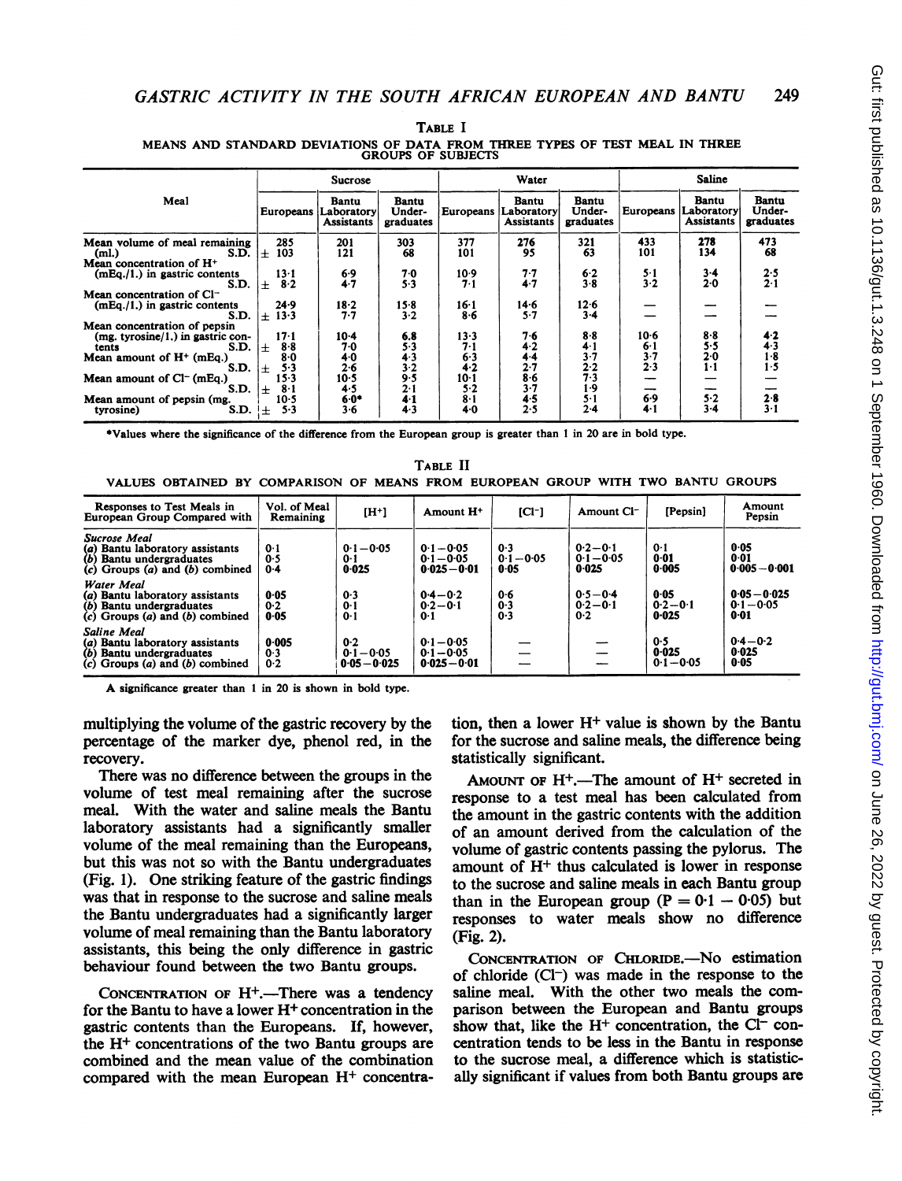TABLE I

MEANS AND STANDARD DEVIATIONS OF DATA FROM THREE TYPES OF TEST MEAL IN THREE GROUPS OF SUBJECTS

| Meal | Sucrose | | | Water | | | Saline | | |
|---|---|---|---|---|---|---|---|---|---|
| | Europeans | Bantu Laboratory Assistants | Bantu Under-graduates | Europeans | Bantu Laboratory Assistants | Bantu Under-graduates | Europeans | Bantu Laboratory Assistants | Bantu Under-graduates |
| Mean volume of meal remaining (ml.) | 285 | 201 | 303 | 377 | 276 | 321 | 433 | **278** | 473 |
| S.D. | ± 103 | 121 | 68 | 101 | 95 | 63 | 101 | 134 | 68 |
| Mean concentration of $H^+$ (mEq./l.) in gastric contents | 13·1 | 6·9 | 7·0 | 10·9 | 7·7 | 6·2 | 5·1 | 3·4 | 2·5 |
| S.D. | ± 8·2 | 4·7 | 5·3 | 7·1 | 4·7 | 3·8 | 3·2 | 2·0 | 2·1 |
| Mean concentration of $Cl^-$ (mEq./l.) in gastric contents | 24·9 | 18·2 | 15·8 | 16·1 | 14·6 | 12·6 | — | — | — |
| S.D. | ± 13·3 | 7·7 | 3·2 | 8·6 | 5·7 | 3·4 | — | — | — |
| Mean concentration of pepsin (mg. tyrosine/l.) in gastric contents | 17·1 | 10·4 | **6·8** | 13·3 | 7·6 | 8·8 | 10·6 | 8·8 | **4·2** |
| S.D. | ± 8·8 | 7·0 | 5·3 | 7·1 | 4·2 | 4·1 | 6·1 | 5·5 | 4·3 |
| Mean amount of $H^+$ (mEq.) | 8·0 | 4·0 | 4·3 | 6·3 | 4·4 | 3·7 | 3·7 | 2·0 | 1·8 |
| S.D. | ± 5·3 | 2·6 | 3·2 | 4·2 | 2·7 | 2·2 | 2·3 | 1·1 | 1·5 |
| Mean amount of $Cl^-$ (mEq.) | 15·3 | 10·5 | 9·5 | 10·1 | 8·6 | 7·3 | — | — | — |
| S.D. | ± 8·1 | 4·5 | 2·1 | 5·2 | 3·7 | 1·9 | — | — | — |
| Mean amount of pepsin (mg. tyrosine) | 10·5 | **6·0\*** | **4·1** | 8·1 | 4·5 | 5·1 | 6·9 | 5·2 | **2·8** |
| S.D. | ± 5·3 | 3·6 | 4·3 | 4·0 | 2·5 | 2·4 | 4·1 | 3·4 | 3·1 |

\*Values where the significance of the difference from the European group is greater than 1 in 20 are in bold type.

TABLE II

VALUES OBTAINED BY COMPARISON OF MEANS FROM EUROPEAN GROUP WITH TWO BANTU GROUPS

| Responses to Test Meals in European Group Compared with | Vol. of Meal Remaining | $[H^+]$ | Amount $H^+$ | $[Cl^-]$ | Amount $Cl^-$ | [Pepsin] | Amount Pepsin |
|---|---|---|---|---|---|---|---|
| *Sucrose Meal* | | | | | | | |
| (a) Bantu laboratory assistants | 0·1 | 0·1–0·05 | 0·1–0·05 | 0·3 | 0·2–0·1 | 0·1 | **0·05** |
| (b) Bantu undergraduates | 0·5 | 0·1 | 0·1–0·05 | 0·1–0·05 | 0·1–0·05 | **0·01** | **0·01** |
| (c) Groups (a) and (b) combined | 0·4 | **0·025** | **0·025–0·01** | **0·05** | **0·025** | **0·005** | **0·005–0·001** |
| *Water Meal* | | | | | | | |
| (a) Bantu laboratory assistants | **0·05** | 0·3 | 0·4–0·2 | 0·6 | 0·5–0·4 | **0·05** | **0·05–0·025** |
| (b) Bantu undergraduates | 0·2 | 0·1 | 0·2–0·1 | 0·3 | 0·2–0·1 | 0·2–0·1 | 0·1–0·05 |
| (c) Groups (a) and (b) combined | **0·05** | 0·1 | 0·1 | 0·3 | 0·2 | **0·025** | **0·01** |
| *Saline Meal* | | | | | | | |
| (a) Bantu laboratory assistants | **0·005** | 0·2 | 0·1–0·05 | — | — | 0·5 | 0·4–0·2 |
| (b) Bantu undergraduates | 0·3 | 0·1–0·05 | 0·1–0·05 | — | — | **0·025** | **0·025** |
| (c) Groups (a) and (b) combined | 0·2 | **0·05–0·025** | **0·025–0·01** | — | — | 0·1–0·05 | **0·05** |

A significance greater than 1 in 20 is shown in bold type.

multiplying the volume of the gastric recovery by the percentage of the marker dye, phenol red, in the recovery.

There was no difference between the groups in the volume of test meal remaining after the sucrose meal. With the water and saline meals the Bantu laboratory assistants had a significantly smaller volume of the meal remaining than the Europeans, but this was not so with the Bantu undergraduates (Fig. 1). One striking feature of the gastric findings was that in response to the sucrose and saline meals the Bantu undergraduates had a significantly larger volume of meal remaining than the Bantu laboratory assistants, this being the only difference in gastric behaviour found between the two Bantu groups.

CONCENTRATION OF $H^+$.—There was a tendency for the Bantu to have a lower $H^+$ concentration in the gastric contents than the Europeans. If, however, the $H^+$ concentrations of the two Bantu groups are combined and the mean value of the combination compared with the mean European $H^+$ concentration, then a lower $H^+$ value is shown by the Bantu for the sucrose and saline meals, the difference being statistically significant.

AMOUNT OF $H^+$.—The amount of $H^+$ secreted in response to a test meal has been calculated from the amount in the gastric contents with the addition of an amount derived from the calculation of the volume of gastric contents passing the pylorus. The amount of $H^+$ thus calculated is lower in response to the sucrose and saline meals in each Bantu group than in the European group ($P = 0·1 - 0·05$) but responses to water meals show no difference (Fig. 2).

CONCENTRATION OF CHLORIDE.—No estimation of chloride ($Cl^-$) was made in the response to the saline meal. With the other two meals the comparison between the European and Bantu groups show that, like the $H^+$ concentration, the $Cl^-$ concentration tends to be less in the Bantu in response to the sucrose meal, a difference which is statistically significant if values from both Bantu groups are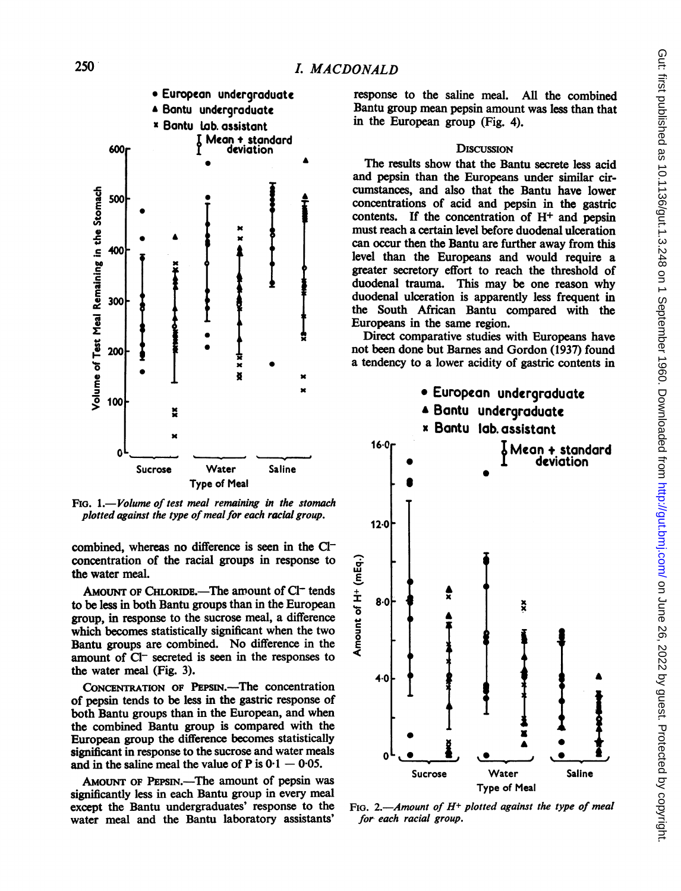FIG. 1.—*Volume of test meal remaining in the stomach plotted against the type of meal for each racial group.*

combined, whereas no difference is seen in the $Cl^-$ concentration of the racial groups in response to the water meal.

AMOUNT OF CHLORIDE.—The amount of $Cl^-$ tends to be less in both Bantu groups than in the European group, in response to the sucrose meal, a difference which becomes statistically significant when the two Bantu groups are combined. No difference in the amount of $Cl^-$ secreted is seen in the responses to the water meal (Fig. 3).

CONCENTRATION OF PEPSIN.—The concentration of pepsin tends to be less in the gastric response of both Bantu groups than in the European, and when the combined Bantu group is compared with the European group the difference becomes statistically significant in response to the sucrose and water meals and in the saline meal the value of P is 0·1 — 0·05.

AMOUNT OF PEPSIN.—The amount of pepsin was significantly less in each Bantu group in every meal except the Bantu undergraduates' response to the water meal and the Bantu laboratory assistants' response to the saline meal. All the combined Bantu group mean pepsin amount was less than that in the European group (Fig. 4).

## DISCUSSION

The results show that the Bantu secrete less acid and pepsin than the Europeans under similar circumstances, and also that the Bantu have lower concentrations of acid and pepsin in the gastric contents. If the concentration of $H^+$ and pepsin must reach a certain level before duodenal ulceration can occur then the Bantu are further away from this level than the Europeans and would require a greater secretory effort to reach the threshold of duodenal trauma. This may be one reason why duodenal ulceration is apparently less frequent in the South African Bantu compared with the Europeans in the same region.

Direct comparative studies with Europeans have not been done but Barnes and Gordon (1937) found a tendency to a lower acidity of gastric contents in

FIG. 2.—*Amount of $H^+$ plotted against the type of meal for each racial group.*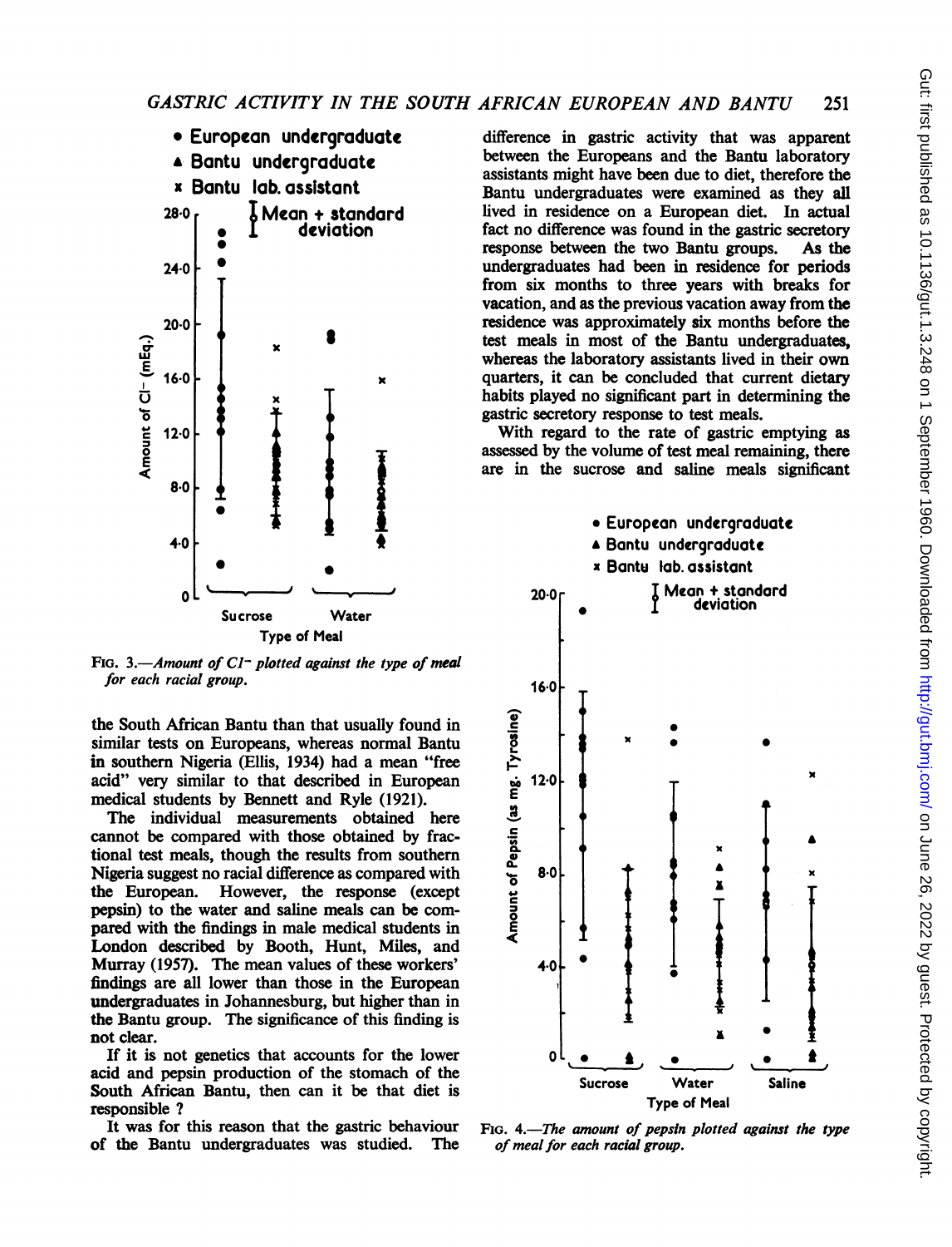FIG. 3.—*Amount of Cl⁻ plotted against the type of meal for each racial group.*

the South African Bantu than that usually found in similar tests on Europeans, whereas normal Bantu in southern Nigeria (Ellis, 1934) had a mean "free acid" very similar to that described in European medical students by Bennett and Ryle (1921).

The individual measurements obtained here cannot be compared with those obtained by fractional test meals, though the results from southern Nigeria suggest no racial difference as compared with the European. However, the response (except pepsin) to the water and saline meals can be compared with the findings in male medical students in London described by Booth, Hunt, Miles, and Murray (1957). The mean values of these workers' findings are all lower than those in the European undergraduates in Johannesburg, but higher than in the Bantu group. The significance of this finding is not clear.

If it is not genetics that accounts for the lower acid and pepsin production of the stomach of the South African Bantu, then can it be that diet is responsible ?

It was for this reason that the gastric behaviour of the Bantu undergraduates was studied. The difference in gastric activity that was apparent between the Europeans and the Bantu laboratory assistants might have been due to diet, therefore the Bantu undergraduates were examined as they all lived in residence on a European diet. In actual fact no difference was found in the gastric secretory response between the two Bantu groups. As the undergraduates had been in residence for periods from six months to three years with breaks for vacation, and as the previous vacation away from the residence was approximately six months before the test meals in most of the Bantu undergraduates, whereas the laboratory assistants lived in their own quarters, it can be concluded that current dietary habits played no significant part in determining the gastric secretory response to test meals.

With regard to the rate of gastric emptying as assessed by the volume of test meal remaining, there are in the sucrose and saline meals significant

FIG. 4.—*The amount of pepsin plotted against the type of meal for each racial group.*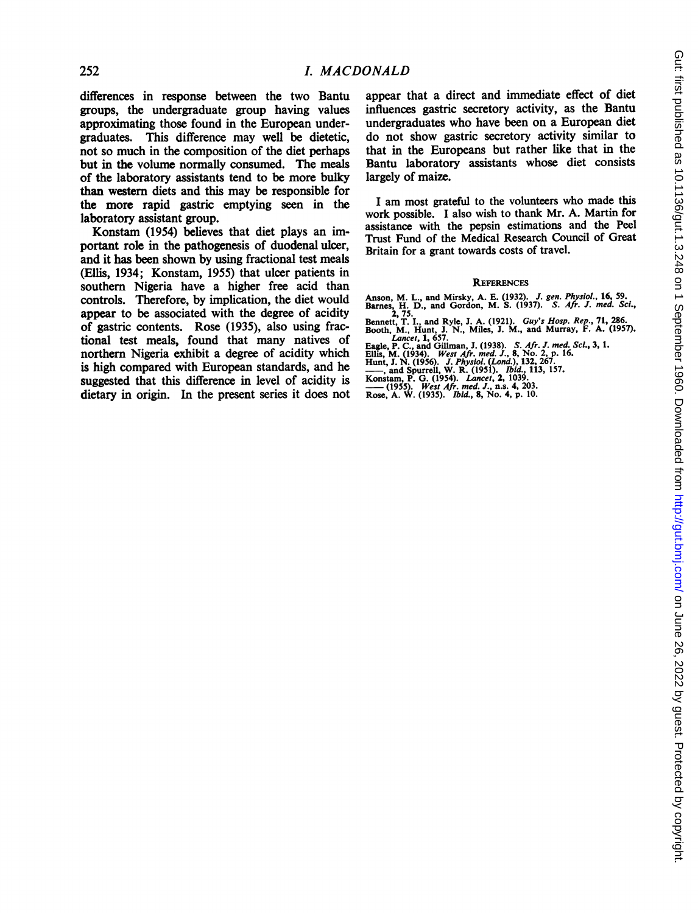differences in response between the two Bantu groups, the undergraduate group having values approximating those found in the European undergraduates. This difference may well be dietetic, not so much in the composition of the diet perhaps but in the volume normally consumed. The meals of the laboratory assistants tend to be more bulky than western diets and this may be responsible for the more rapid gastric emptying seen in the laboratory assistant group.

Konstam (1954) believes that diet plays an important role in the pathogenesis of duodenal ulcer, and it has been shown by using fractional test meals (Ellis, 1934; Konstam, 1955) that ulcer patients in southern Nigeria have a higher free acid than controls. Therefore, by implication, the diet would appear to be associated with the degree of acidity of gastric contents. Rose (1935), also using fractional test meals, found that many natives of northern Nigeria exhibit a degree of acidity which is high compared with European standards, and he suggested that this difference in level of acidity is dietary in origin. In the present series it does not appear that a direct and immediate effect of diet influences gastric secretory activity, as the Bantu undergraduates who have been on a European diet do not show gastric secretory activity similar to that in the Europeans but rather like that in the Bantu laboratory assistants whose diet consists largely of maize.

I am most grateful to the volunteers who made this work possible. I also wish to thank Mr. A. Martin for assistance with the pepsin estimations and the Peel Trust Fund of the Medical Research Council of Great Britain for a grant towards costs of travel.

## References

Anson, M. L., and Mirsky, A. E. (1932). *J. gen. Physiol.*, **16**, 59.
Barnes, H. D., and Gordon, M. S. (1937). *S. Afr. J. med. Sci.*, **2**, 75.
Bennett, T. I., and Ryle, J. A. (1921). *Guy's Hosp. Rep.*, **71**, 286.
Booth, M., Hunt, J. N., Miles, J. M., and Murray, F. A. (1957). *Lancet*, **1**, 657.
Eagle, P. C., and Gillman, J. (1938). *S. Afr. J. med. Sci.*, **3**, 1.
Ellis, M. (1934). *West Afr. med. J.*, **8**, No. 2, p. 16.
Hunt, J. N. (1956). *J. Physiol. (Lond.)*, **132**, 267.
——, and Spurrell, W. R. (1951). *Ibid.*, **113**, 157.
Konstam, P. G. (1954). *Lancet*, **2**, 1039.
—— (1955). *West Afr. med. J.*, n.s. **4**, 203.
Rose, A. W. (1935). *Ibid.*, **8**, No. 4, p. 10.